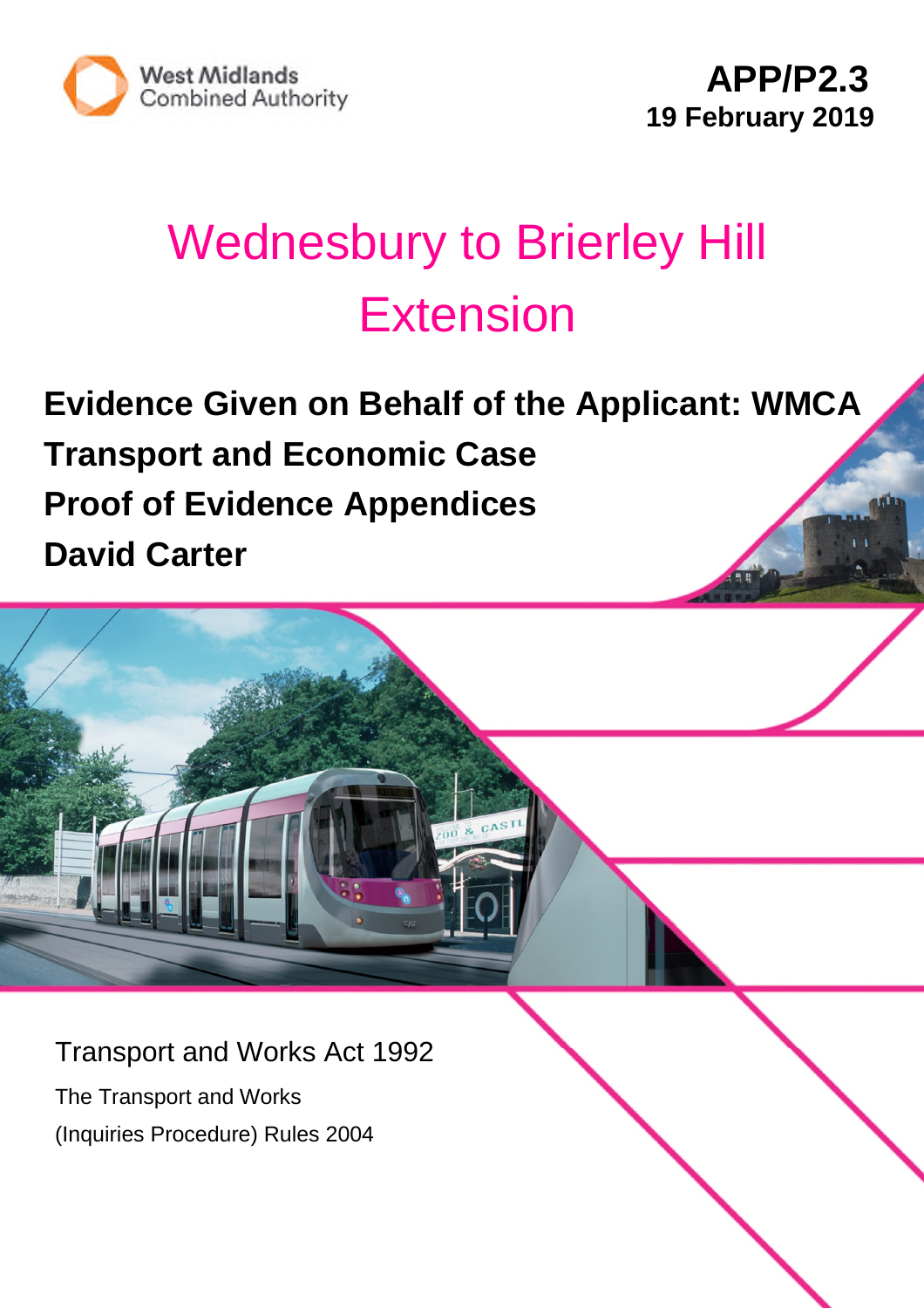West Midlands Combined Authority

**APP/P2.3**
**19 February 2019**

# Wednesbury to Brierley Hill Extension

**Evidence Given on Behalf of the Applicant: WMCA**

**Transport and Economic Case**

**Proof of Evidence Appendices**

**David Carter**

Transport and Works Act 1992

The Transport and Works
(Inquiries Procedure) Rules 2004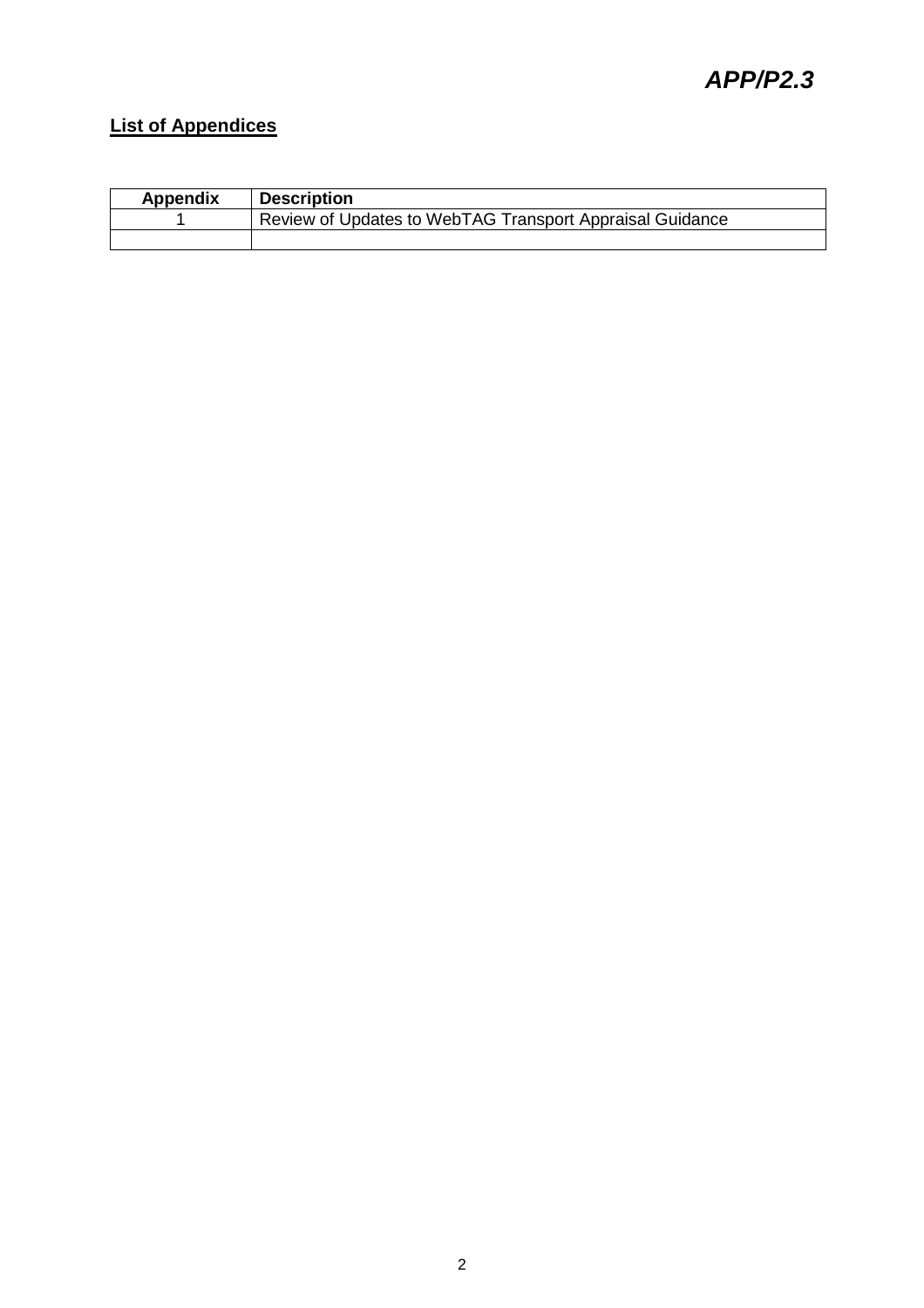# APP/P2.3

## List of Appendices

| Appendix | Description |
|---|---|
| 1 | Review of Updates to WebTAG Transport Appraisal Guidance |
| | |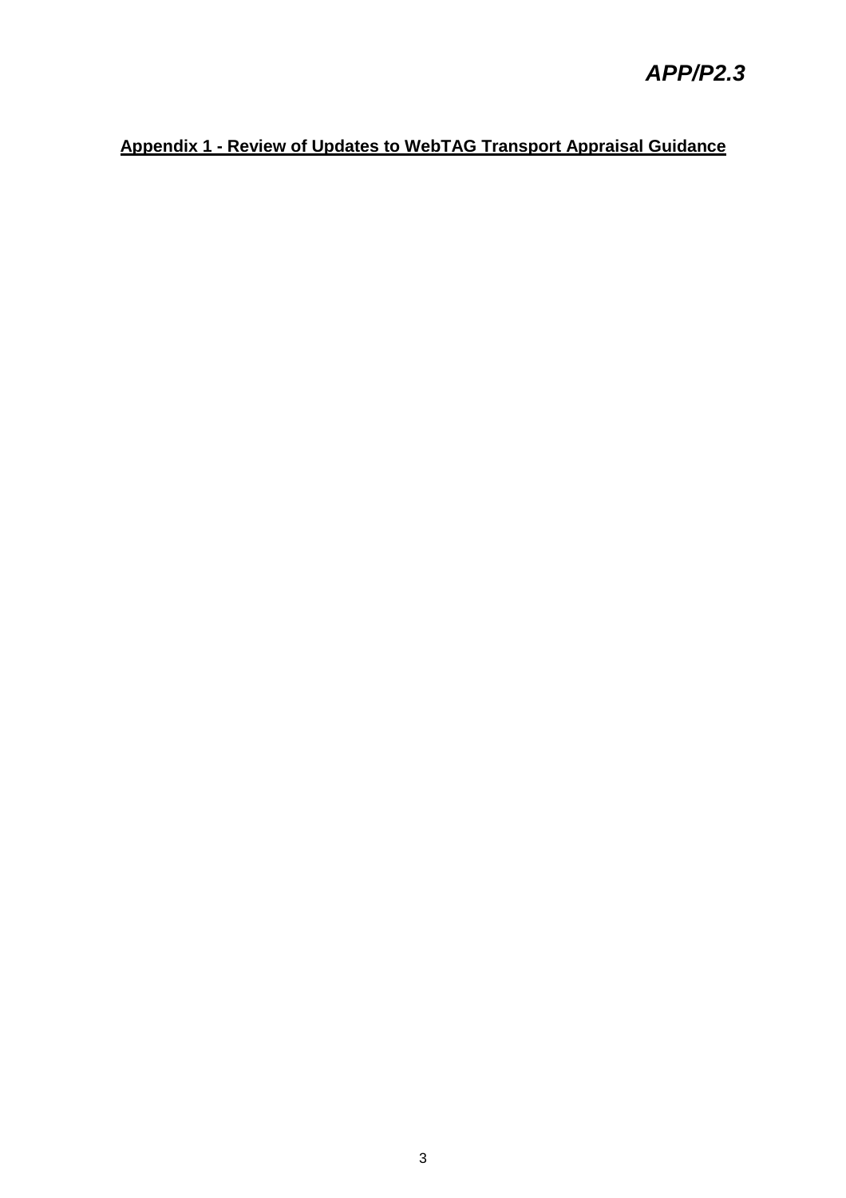APP/P2.3

## Appendix 1 - Review of Updates to WebTAG Transport Appraisal Guidance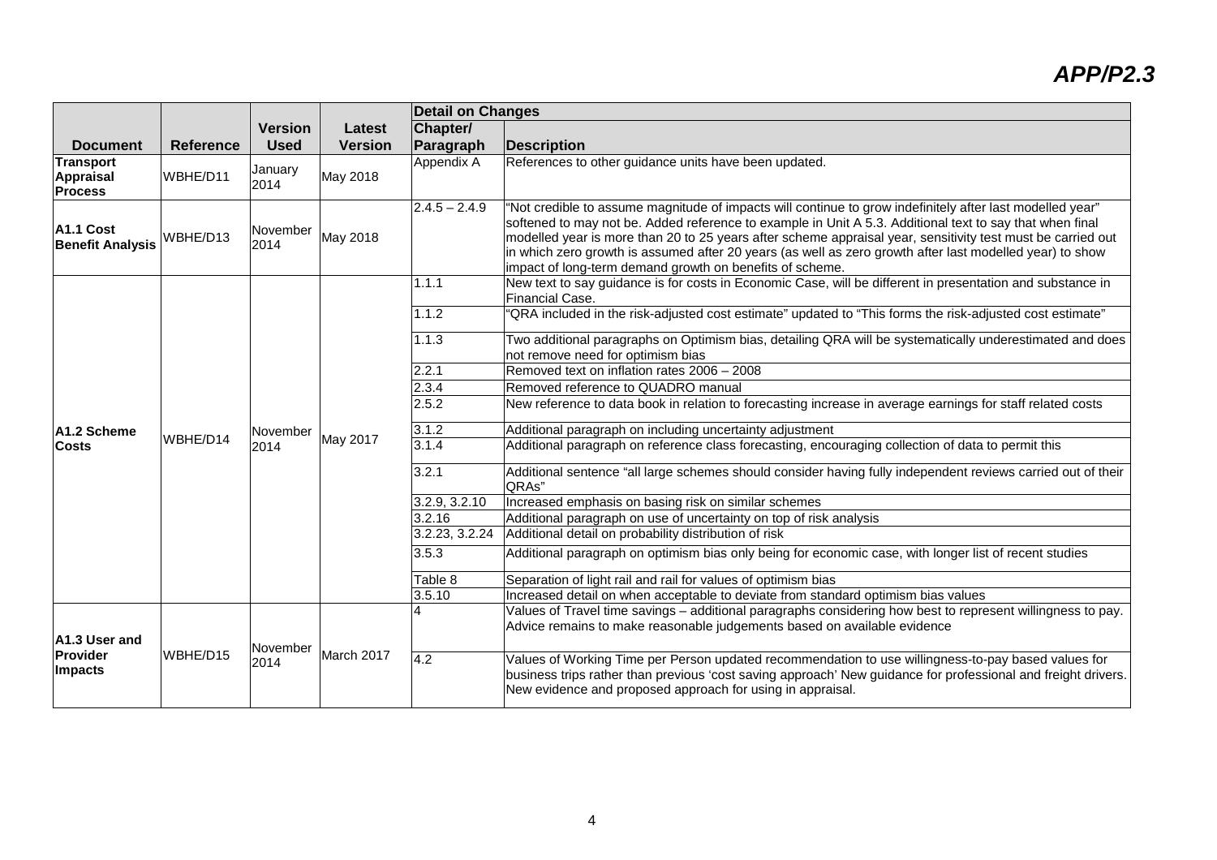# APP/P2.3

| Document | Reference | Version Used | Latest Version | Detail on Changes: Chapter/ Paragraph | Detail on Changes: Description |
|---|---|---|---|---|---|
| **Transport Appraisal Process** | WBHE/D11 | January 2014 | May 2018 | Appendix A | References to other guidance units have been updated. |
| **A1.1 Cost Benefit Analysis** | WBHE/D13 | November 2014 | May 2018 | 2.4.5 – 2.4.9 | "Not credible to assume magnitude of impacts will continue to grow indefinitely after last modelled year" softened to may not be. Added reference to example in Unit A 5.3. Additional text to say that when final modelled year is more than 20 to 25 years after scheme appraisal year, sensitivity test must be carried out in which zero growth is assumed after 20 years (as well as zero growth after last modelled year) to show impact of long-term demand growth on benefits of scheme. |
| **A1.2 Scheme Costs** | WBHE/D14 | November 2014 | May 2017 | 1.1.1 | New text to say guidance is for costs in Economic Case, will be different in presentation and substance in Financial Case. |
| | | | | 1.1.2 | "QRA included in the risk-adjusted cost estimate" updated to "This forms the risk-adjusted cost estimate" |
| | | | | 1.1.3 | Two additional paragraphs on Optimism bias, detailing QRA will be systematically underestimated and does not remove need for optimism bias |
| | | | | 2.2.1 | Removed text on inflation rates 2006 – 2008 |
| | | | | 2.3.4 | Removed reference to QUADRO manual |
| | | | | 2.5.2 | New reference to data book in relation to forecasting increase in average earnings for staff related costs |
| | | | | 3.1.2 | Additional paragraph on including uncertainty adjustment |
| | | | | 3.1.4 | Additional paragraph on reference class forecasting, encouraging collection of data to permit this |
| | | | | 3.2.1 | Additional sentence "all large schemes should consider having fully independent reviews carried out of their QRAs" |
| | | | | 3.2.9, 3.2.10 | Increased emphasis on basing risk on similar schemes |
| | | | | 3.2.16 | Additional paragraph on use of uncertainty on top of risk analysis |
| | | | | 3.2.23, 3.2.24 | Additional detail on probability distribution of risk |
| | | | | 3.5.3 | Additional paragraph on optimism bias only being for economic case, with longer list of recent studies |
| | | | | Table 8 | Separation of light rail and rail for values of optimism bias |
| | | | | 3.5.10 | Increased detail on when acceptable to deviate from standard optimism bias values |
| **A1.3 User and Provider Impacts** | WBHE/D15 | November 2014 | March 2017 | 4 | Values of Travel time savings – additional paragraphs considering how best to represent willingness to pay. Advice remains to make reasonable judgements based on available evidence |
| | | | | 4.2 | Values of Working Time per Person updated recommendation to use willingness-to-pay based values for business trips rather than previous 'cost saving approach' New guidance for professional and freight drivers. New evidence and proposed approach for using in appraisal. |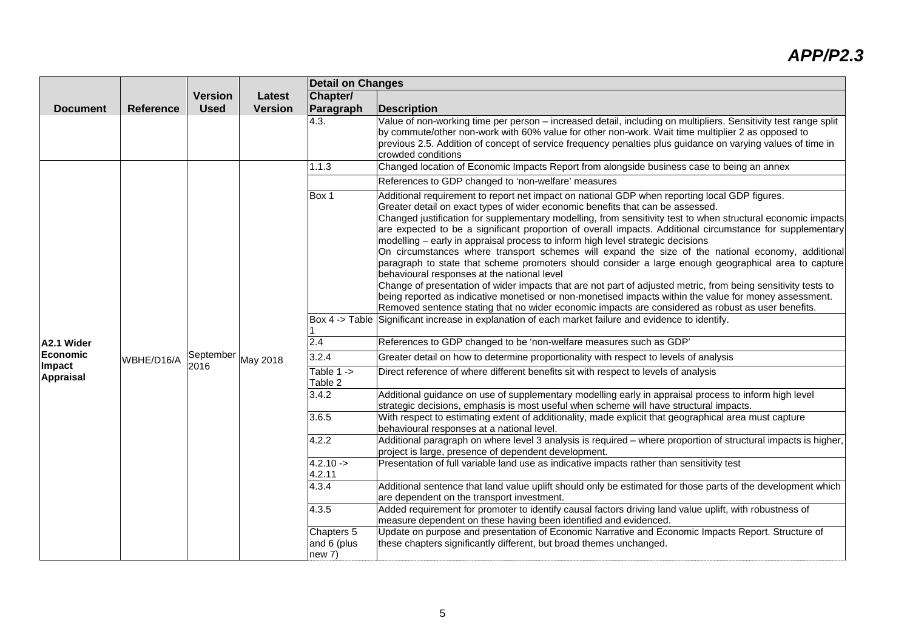# *APP/P2.3*

| Document | Reference | Version Used | Latest Version | Detail on Changes: Chapter/ Paragraph | Description |
|---|---|---|---|---|---|
| | | | | 4.3. | Value of non-working time per person – increased detail, including on multipliers. Sensitivity test range split by commute/other non-work with 60% value for other non-work. Wait time multiplier 2 as opposed to previous 2.5. Addition of concept of service frequency penalties plus guidance on varying values of time in crowded conditions |
| **A2.1 Wider Economic Impact Appraisal** | WBHE/D16/A | September 2016 | May 2018 | 1.1.3 | Changed location of Economic Impacts Report from alongside business case to being an annex |
| | | | | | References to GDP changed to 'non-welfare' measures |
| | | | | Box 1 | Additional requirement to report net impact on national GDP when reporting local GDP figures. Greater detail on exact types of wider economic benefits that can be assessed. Changed justification for supplementary modelling, from sensitivity test to when structural economic impacts are expected to be a significant proportion of overall impacts. Additional circumstance for supplementary modelling – early in appraisal process to inform high level strategic decisions On circumstances where transport schemes will expand the size of the national economy, additional paragraph to state that scheme promoters should consider a large enough geographical area to capture behavioural responses at the national level Change of presentation of wider impacts that are not part of adjusted metric, from being sensitivity tests to being reported as indicative monetised or non-monetised impacts within the value for money assessment. Removed sentence stating that no wider economic impacts are considered as robust as user benefits. |
| | | | | Box 4 -> Table 1 | Significant increase in explanation of each market failure and evidence to identify. |
| | | | | 2.4 | References to GDP changed to be 'non-welfare measures such as GDP' |
| | | | | 3.2.4 | Greater detail on how to determine proportionality with respect to levels of analysis |
| | | | | Table 1 -> Table 2 | Direct reference of where different benefits sit with respect to levels of analysis |
| | | | | 3.4.2 | Additional guidance on use of supplementary modelling early in appraisal process to inform high level strategic decisions, emphasis is most useful when scheme will have structural impacts. |
| | | | | 3.6.5 | With respect to estimating extent of additionality, made explicit that geographical area must capture behavioural responses at a national level. |
| | | | | 4.2.2 | Additional paragraph on where level 3 analysis is required – where proportion of structural impacts is higher, project is large, presence of dependent development. |
| | | | | 4.2.10 -> 4.2.11 | Presentation of full variable land use as indicative impacts rather than sensitivity test |
| | | | | 4.3.4 | Additional sentence that land value uplift should only be estimated for those parts of the development which are dependent on the transport investment. |
| | | | | 4.3.5 | Added requirement for promoter to identify causal factors driving land value uplift, with robustness of measure dependent on these having been identified and evidenced. |
| | | | | Chapters 5 and 6 (plus new 7) | Update on purpose and presentation of Economic Narrative and Economic Impacts Report. Structure of these chapters significantly different, but broad themes unchanged. |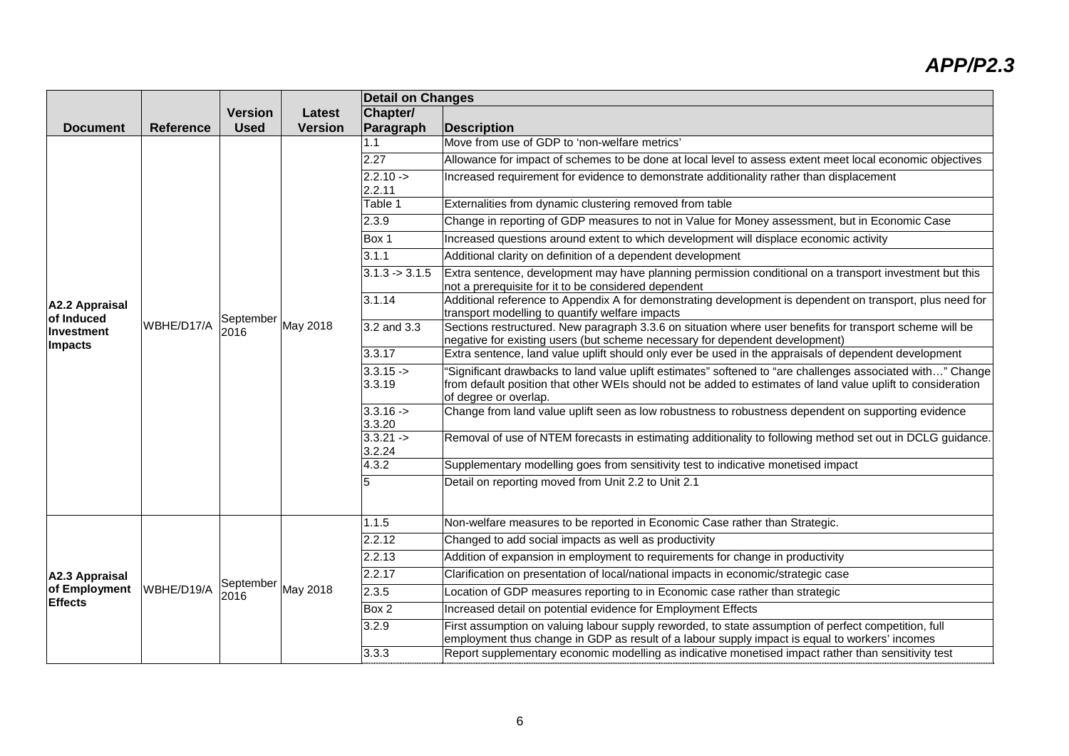**APP/P2.3**

| Document | Reference | Version Used | Latest Version | Detail on Changes | |
|---|---|---|---|---|---|
| | | | | Chapter/ Paragraph | Description |
| A2.2 Appraisal of Induced Investment Impacts | WBHE/D17/A | September 2016 | May 2018 | 1.1 | Move from use of GDP to 'non-welfare metrics' |
| | | | | 2.27 | Allowance for impact of schemes to be done at local level to assess extent meet local economic objectives |
| | | | | 2.2.10 -> 2.2.11 | Increased requirement for evidence to demonstrate additionality rather than displacement |
| | | | | Table 1 | Externalities from dynamic clustering removed from table |
| | | | | 2.3.9 | Change in reporting of GDP measures to not in Value for Money assessment, but in Economic Case |
| | | | | Box 1 | Increased questions around extent to which development will displace economic activity |
| | | | | 3.1.1 | Additional clarity on definition of a dependent development |
| | | | | 3.1.3 -> 3.1.5 | Extra sentence, development may have planning permission conditional on a transport investment but this not a prerequisite for it to be considered dependent |
| | | | | 3.1.14 | Additional reference to Appendix A for demonstrating development is dependent on transport, plus need for transport modelling to quantify welfare impacts |
| | | | | 3.2 and 3.3 | Sections restructured. New paragraph 3.3.6 on situation where user benefits for transport scheme will be negative for existing users (but scheme necessary for dependent development) |
| | | | | 3.3.17 | Extra sentence, land value uplift should only ever be used in the appraisals of dependent development |
| | | | | 3.3.15 -> 3.3.19 | "Significant drawbacks to land value uplift estimates" softened to "are challenges associated with…" Change from default position that other WEIs should not be added to estimates of land value uplift to consideration of degree or overlap. |
| | | | | 3.3.16 -> 3.3.20 | Change from land value uplift seen as low robustness to robustness dependent on supporting evidence |
| | | | | 3.3.21 -> 3.2.24 | Removal of use of NTEM forecasts in estimating additionality to following method set out in DCLG guidance. |
| | | | | 4.3.2 | Supplementary modelling goes from sensitivity test to indicative monetised impact |
| | | | | 5 | Detail on reporting moved from Unit 2.2 to Unit 2.1 |
| A2.3 Appraisal of Employment Effects | WBHE/D19/A | September 2016 | May 2018 | 1.1.5 | Non-welfare measures to be reported in Economic Case rather than Strategic. |
| | | | | 2.2.12 | Changed to add social impacts as well as productivity |
| | | | | 2.2.13 | Addition of expansion in employment to requirements for change in productivity |
| | | | | 2.2.17 | Clarification on presentation of local/national impacts in economic/strategic case |
| | | | | 2.3.5 | Location of GDP measures reporting to in Economic case rather than strategic |
| | | | | Box 2 | Increased detail on potential evidence for Employment Effects |
| | | | | 3.2.9 | First assumption on valuing labour supply reworded, to state assumption of perfect competition, full employment thus change in GDP as result of a labour supply impact is equal to workers' incomes |
| | | | | 3.3.3 | Report supplementary economic modelling as indicative monetised impact rather than sensitivity test |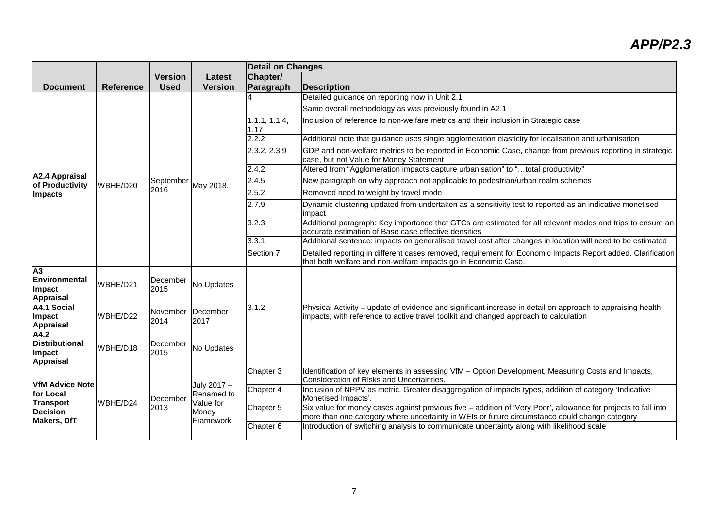## APP/P2.3

| Document | Reference | Version Used | Latest Version | Detail on Changes | |
|---|---|---|---|---|---|
| | | | | Chapter/ Paragraph | Description |
| | | | | 4 | Detailed guidance on reporting now in Unit 2.1 |
| **A2.4 Appraisal of Productivity Impacts** | WBHE/D20 | September 2016 | May 2018. | | Same overall methodology as was previously found in A2.1 |
| | | | | 1.1.1, 1.1.4, 1.17 | Inclusion of reference to non-welfare metrics and their inclusion in Strategic case |
| | | | | 2.2.2 | Additional note that guidance uses single agglomeration elasticity for localisation and urbanisation |
| | | | | 2.3.2, 2.3.9 | GDP and non-welfare metrics to be reported in Economic Case, change from previous reporting in strategic case, but not Value for Money Statement |
| | | | | 2.4.2 | Altered from "Agglomeration impacts capture urbanisation" to "…total productivity" |
| | | | | 2.4.5 | New paragraph on why approach not applicable to pedestrian/urban realm schemes |
| | | | | 2.5.2 | Removed need to weight by travel mode |
| | | | | 2.7.9 | Dynamic clustering updated from undertaken as a sensitivity test to reported as an indicative monetised impact |
| | | | | 3.2.3 | Additional paragraph: Key importance that GTCs are estimated for all relevant modes and trips to ensure an accurate estimation of Base case effective densities |
| | | | | 3.3.1 | Additional sentence: impacts on generalised travel cost after changes in location will need to be estimated |
| | | | | Section 7 | Detailed reporting in different cases removed, requirement for Economic Impacts Report added. Clarification that both welfare and non-welfare impacts go in Economic Case. |
| **A3 Environmental Impact Appraisal** | WBHE/D21 | December 2015 | No Updates | | |
| **A4.1 Social Impact Appraisal** | WBHE/D22 | November 2014 | December 2017 | 3.1.2 | Physical Activity – update of evidence and significant increase in detail on approach to appraising health impacts, with reference to active travel toolkit and changed approach to calculation |
| **A4.2 Distributional Impact Appraisal** | WBHE/D18 | December 2015 | No Updates | | |
| **VfM Advice Note for Local Transport Decision Makers, DfT** | WBHE/D24 | December 2013 | July 2017 – Renamed to Value for Money Framework | Chapter 3 | Identification of key elements in assessing VfM – Option Development, Measuring Costs and Impacts, Consideration of Risks and Uncertainties. |
| | | | | Chapter 4 | Inclusion of NPPV as metric. Greater disaggregation of impacts types, addition of category 'Indicative Monetised Impacts'. |
| | | | | Chapter 5 | Six value for money cases against previous five – addition of 'Very Poor', allowance for projects to fall into more than one category where uncertainty in WEIs or future circumstance could change category |
| | | | | Chapter 6 | Introduction of switching analysis to communicate uncertainty along with likelihood scale |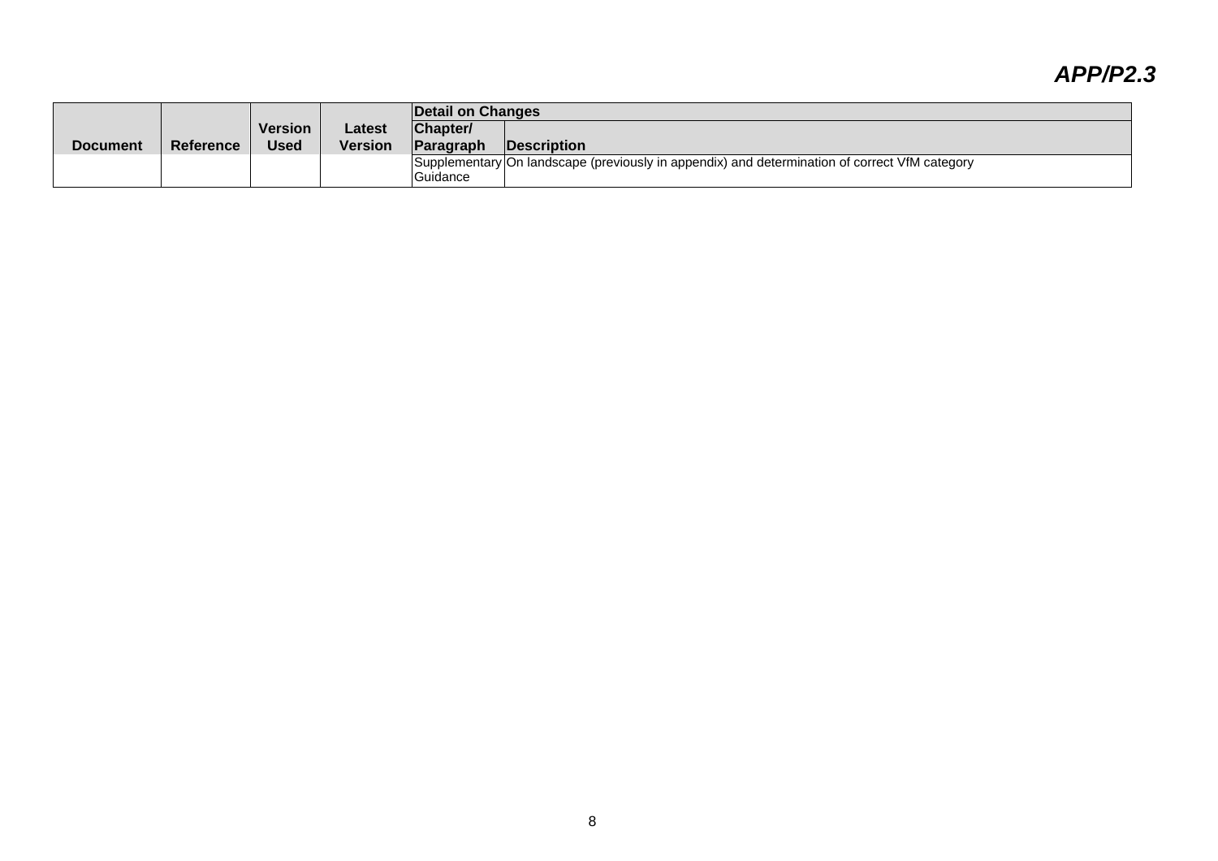*APP/P2.3*

| Document | Reference | Version Used | Latest Version | Detail on Changes | |
|---|---|---|---|---|---|
| | | | | Chapter/ Paragraph | Description |
| | | | | Supplementary Guidance | On landscape (previously in appendix) and determination of correct VfM category |